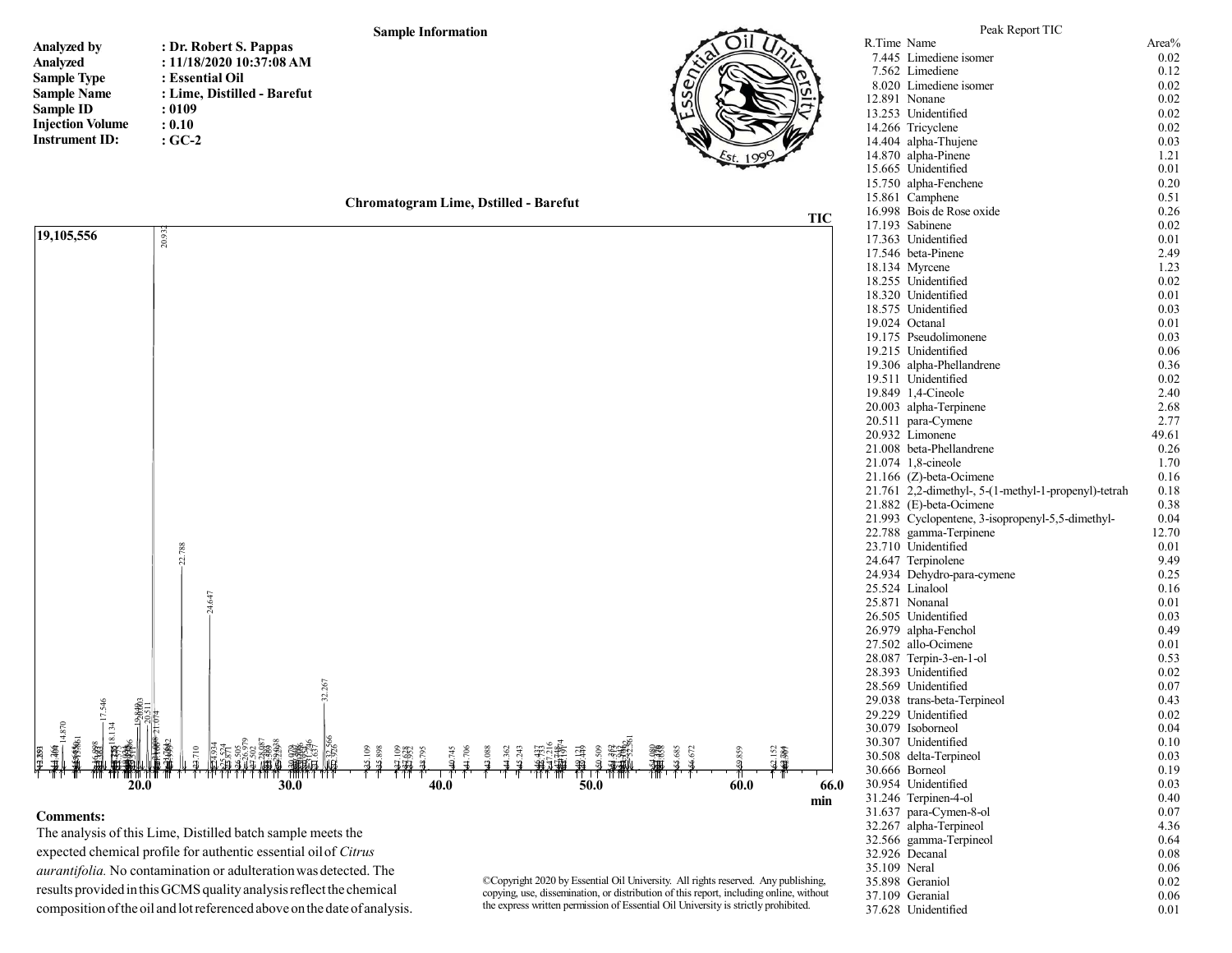**Sample Information**

| | |
|---|---|
| **Analyzed by** | **: Dr. Robert S. Pappas** |
| **Analyzed** | **: 11/18/2020 10:37:08 AM** |
| **Sample Type** | **: Essential Oil** |
| **Sample Name** | **: Lime, Distilled - Barefut** |
| **Sample ID** | **: 0109** |
| **Injection Volume** | **: 0.10** |
| **Instrument ID:** | **: GC-2** |

**Chromatogram Lime, Dstilled - Barefut**

**Comments:**

The analysis of this Lime, Distilled batch sample meets the expected chemical profile for authentic essential oil of *Citrus aurantifolia*. No contamination or adulteration was detected. The results provided in this GCMS quality analysis reflect the chemical composition of the oil and lot referenced above on the date of analysis.

©Copyright 2020 by Essential Oil University. All rights reserved. Any publishing, copying, use, dissemination, or distribution of this report, including online, without the express written permission of Essential Oil University is strictly prohibited.

Peak Report TIC

| R.Time | Name | Area% |
|---|---|---|
| 7.445 | Limediene isomer | 0.02 |
| 7.562 | Limediene | 0.12 |
| 8.020 | Limediene isomer | 0.02 |
| 12.891 | Nonane | 0.02 |
| 13.253 | Unidentified | 0.02 |
| 14.266 | Tricyclene | 0.02 |
| 14.404 | alpha-Thujene | 0.03 |
| 14.870 | alpha-Pinene | 1.21 |
| 15.665 | Unidentified | 0.01 |
| 15.750 | alpha-Fenchene | 0.20 |
| 15.861 | Camphene | 0.51 |
| 16.998 | Bois de Rose oxide | 0.26 |
| 17.193 | Sabinene | 0.02 |
| 17.363 | Unidentified | 0.01 |
| 17.546 | beta-Pinene | 2.49 |
| 18.134 | Myrcene | 1.23 |
| 18.255 | Unidentified | 0.02 |
| 18.320 | Unidentified | 0.01 |
| 18.575 | Unidentified | 0.03 |
| 19.024 | Octanal | 0.01 |
| 19.175 | Pseudolimonene | 0.03 |
| 19.215 | Unidentified | 0.06 |
| 19.306 | alpha-Phellandrene | 0.36 |
| 19.511 | Unidentified | 0.02 |
| 19.849 | 1,4-Cineole | 2.40 |
| 20.003 | alpha-Terpinene | 2.68 |
| 20.511 | para-Cymene | 2.77 |
| 20.932 | Limonene | 49.61 |
| 21.008 | beta-Phellandrene | 0.26 |
| 21.074 | 1,8-cineole | 1.70 |
| 21.166 | (Z)-beta-Ocimene | 0.16 |
| 21.761 | 2,2-dimethyl-, 5-(1-methyl-1-propenyl)-tetrah | 0.18 |
| 21.882 | (E)-beta-Ocimene | 0.38 |
| 21.993 | Cyclopentene, 3-isopropenyl-5,5-dimethyl- | 0.04 |
| 22.788 | gamma-Terpinene | 12.70 |
| 23.710 | Unidentified | 0.01 |
| 24.647 | Terpinolene | 9.49 |
| 24.934 | Dehydro-para-cymene | 0.25 |
| 25.524 | Linalool | 0.16 |
| 25.871 | Nonanal | 0.01 |
| 26.505 | Unidentified | 0.03 |
| 26.979 | alpha-Fenchol | 0.49 |
| 27.502 | allo-Ocimene | 0.01 |
| 28.087 | Terpin-3-en-1-ol | 0.53 |
| 28.393 | Unidentified | 0.02 |
| 28.569 | Unidentified | 0.07 |
| 29.038 | trans-beta-Terpineol | 0.43 |
| 29.229 | Unidentified | 0.02 |
| 30.079 | Isoborneol | 0.04 |
| 30.307 | Unidentified | 0.10 |
| 30.508 | delta-Terpineol | 0.03 |
| 30.666 | Borneol | 0.19 |
| 30.954 | Unidentified | 0.03 |
| 31.246 | Terpinen-4-ol | 0.40 |
| 31.637 | para-Cymen-8-ol | 0.07 |
| 32.267 | alpha-Terpineol | 4.36 |
| 32.566 | gamma-Terpineol | 0.64 |
| 32.926 | Decanal | 0.08 |
| 35.109 | Neral | 0.06 |
| 35.898 | Geraniol | 0.02 |
| 37.109 | Geranial | 0.06 |
| 37.628 | Unidentified | 0.01 |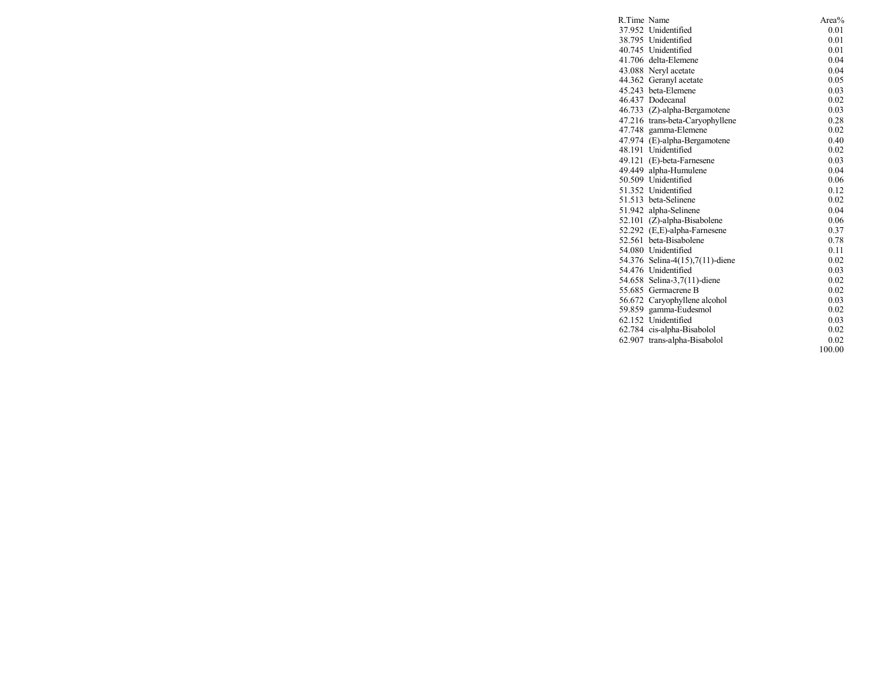| R.Time | Name | Area% |
|---|---|---|
| 37.952 | Unidentified | 0.01 |
| 38.795 | Unidentified | 0.01 |
| 40.745 | Unidentified | 0.01 |
| 41.706 | delta-Elemene | 0.04 |
| 43.088 | Neryl acetate | 0.04 |
| 44.362 | Geranyl acetate | 0.05 |
| 45.243 | beta-Elemene | 0.03 |
| 46.437 | Dodecanal | 0.02 |
| 46.733 | (Z)-alpha-Bergamotene | 0.03 |
| 47.216 | trans-beta-Caryophyllene | 0.28 |
| 47.748 | gamma-Elemene | 0.02 |
| 47.974 | (E)-alpha-Bergamotene | 0.40 |
| 48.191 | Unidentified | 0.02 |
| 49.121 | (E)-beta-Farnesene | 0.03 |
| 49.449 | alpha-Humulene | 0.04 |
| 50.509 | Unidentified | 0.06 |
| 51.352 | Unidentified | 0.12 |
| 51.513 | beta-Selinene | 0.02 |
| 51.942 | alpha-Selinene | 0.04 |
| 52.101 | (Z)-alpha-Bisabolene | 0.06 |
| 52.292 | (E,E)-alpha-Farnesene | 0.37 |
| 52.561 | beta-Bisabolene | 0.78 |
| 54.080 | Unidentified | 0.11 |
| 54.376 | Selina-4(15),7(11)-diene | 0.02 |
| 54.476 | Unidentified | 0.03 |
| 54.658 | Selina-3,7(11)-diene | 0.02 |
| 55.685 | Germacrene B | 0.02 |
| 56.672 | Caryophyllene alcohol | 0.03 |
| 59.859 | gamma-Eudesmol | 0.02 |
| 62.152 | Unidentified | 0.03 |
| 62.784 | cis-alpha-Bisabolol | 0.02 |
| 62.907 | trans-alpha-Bisabolol | 0.02 |
| | | 100.00 |